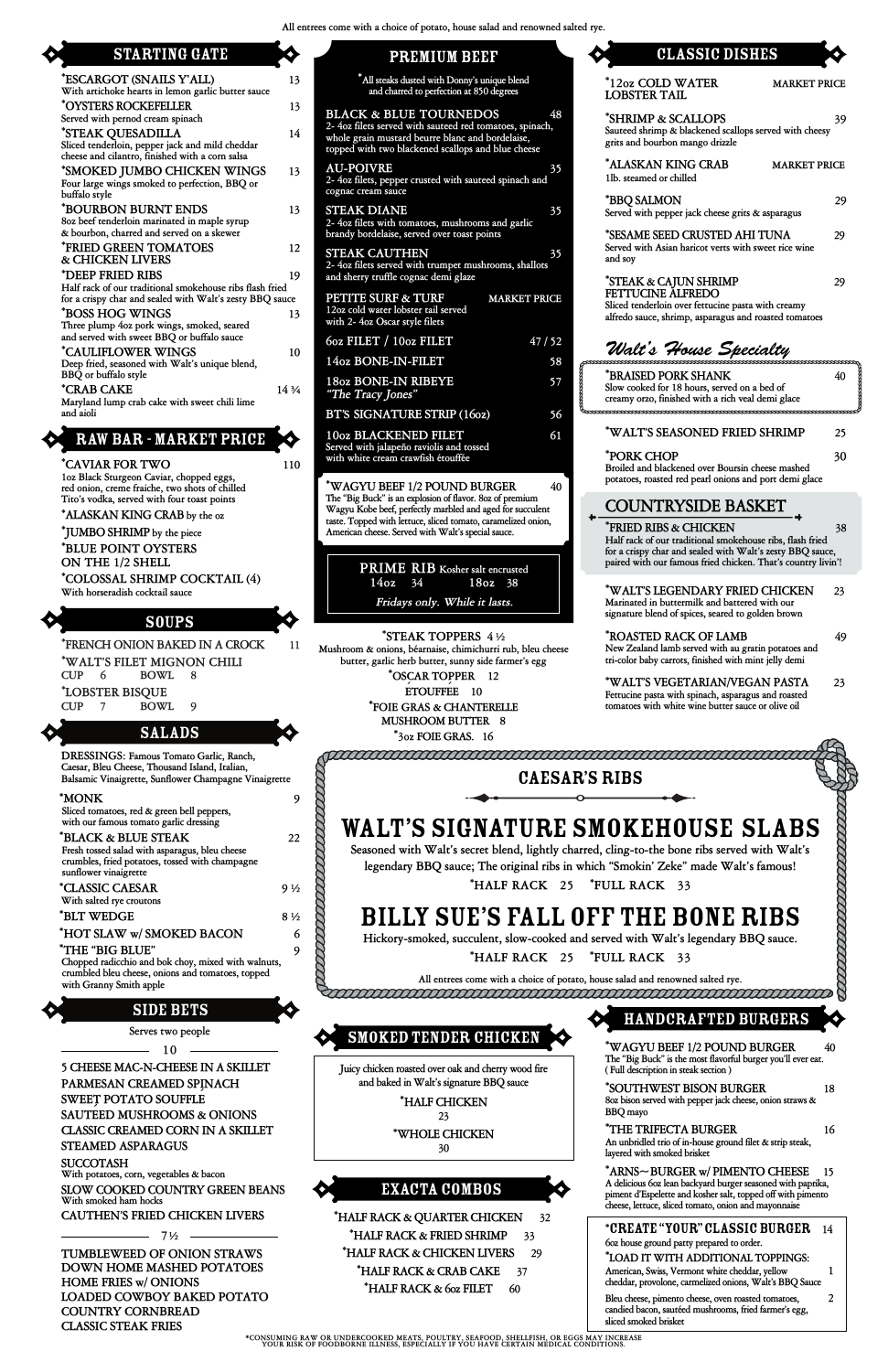All entrees come with a choice of potato, house salad and renowned salted rye.

## STARTING GATE

*ESCARGOT (SNAILS Y'ALL) 13
With artichoke hearts in lemon garlic butter sauce

*OYSTERS ROCKEFELLER 13
Served with pernod cream spinach

*STEAK QUESADILLA 14
Sliced tenderloin, pepper jack and mild cheddar cheese and cilantro, finished with a corn salsa

*SMOKED JUMBO CHICKEN WINGS 13
Four large wings smoked to perfection, BBQ or buffalo style

*BOURBON BURNT ENDS 13
8oz beef tenderloin marinated in maple syrup & bourbon, charred and served on a skewer

*FRIED GREEN TOMATOES & CHICKEN LIVERS 12

*DEEP FRIED RIBS 19
Half rack of our traditional smokehouse ribs flash fried for a crispy char and sealed with Walt's zesty BBQ sauce

*BOSS HOG WINGS 13
Three plump 4oz pork wings, smoked, seared and served with sweet BBQ or buffalo sauce

*CAULIFLOWER WINGS 10
Deep fried, seasoned with Walt's unique blend, BBQ or buffalo style

*CRAB CAKE 14 ¾
Maryland lump crab cake with sweet chili lime and aioli

## RAW BAR - MARKET PRICE

*CAVIAR FOR TWO 110
1oz Black Sturgeon Caviar, chopped eggs, red onion, creme fraiche, two shots of chilled Tito's vodka, served with four toast points

*ALASKAN KING CRAB by the oz

*JUMBO SHRIMP by the piece

*BLUE POINT OYSTERS ON THE 1/2 SHELL

*COLOSSAL SHRIMP COCKTAIL (4)
With horseradish cocktail sauce

## SOUPS

*FRENCH ONION BAKED IN A CROCK 11

*WALT'S FILET MIGNON CHILI
CUP 6 BOWL 8

*LOBSTER BISQUE
CUP 7 BOWL 9

## SALADS

DRESSINGS: Famous Tomato Garlic, Ranch, Caesar, Bleu Cheese, Thousand Island, Italian, Balsamic Vinaigrette, Sunflower Champagne Vinaigrette

*MONK 9
Sliced tomatoes, red & green bell peppers, with our famous tomato garlic dressing

*BLACK & BLUE STEAK 22
Fresh tossed salad with asparagus, bleu cheese crumbles, fried potatoes, tossed with champagne sunflower vinaigrette

*CLASSIC CAESAR 9 ½
With salted rye croutons

*BLT WEDGE 8 ½

*HOT SLAW w/ SMOKED BACON 6

*THE "BIG BLUE" 9
Chopped radicchio and bok choy, mixed with walnuts, crumbled bleu cheese, onions and tomatoes, topped with Granny Smith apple

## SIDE BETS

Serves two people

**10**

- 5 CHEESE MAC-N-CHEESE IN A SKILLET
- PARMESAN CREAMED SPINACH
- SWEET POTATO SOUFFLE
- SAUTEED MUSHROOMS & ONIONS
- CLASSIC CREAMED CORN IN A SKILLET
- STEAMED ASPARAGUS
- SUCCOTASH — With potatoes, corn, vegetables & bacon
- SLOW COOKED COUNTRY GREEN BEANS — With smoked ham hocks
- CAUTHEN'S FRIED CHICKEN LIVERS

**7 ½**

- TUMBLEWEED OF ONION STRAWS
- DOWN HOME MASHED POTATOES
- HOME FRIES w/ ONIONS
- LOADED COWBOY BAKED POTATO
- COUNTRY CORNBREAD
- CLASSIC STEAK FRIES

## PREMIUM BEEF

*All steaks dusted with Donny's unique blend and charred to perfection at 850 degrees

BLACK & BLUE TOURNEDOS 48
2- 4oz filets served with sauteed red tomatoes, spinach, whole grain mustard beurre blanc and bordelaise, topped with two blackened scallops and blue cheese

AU-POIVRE 35
2- 4oz filets, pepper crusted with sauteed spinach and cognac cream sauce

STEAK DIANE 35
2- 4oz filets with tomatoes, mushrooms and garlic brandy bordelaise, served over toast points

STEAK CAUTHEN 35
2- 4oz filets served with trumpet mushrooms, shallots and sherry truffle cognac demi glaze

PETITE SURF & TURF MARKET PRICE
12oz cold water lobster tail served with 2- 4oz Oscar style filets

6oz FILET / 10oz FILET 47 / 52

14oz BONE-IN-FILET 58

18oz BONE-IN RIBEYE 57
*"The Tracy Jones"*

BT'S SIGNATURE STRIP (16oz) 56

10oz BLACKENED FILET 61
Served with jalapeño raviolis and tossed with white cream crawfish étouffée

*WAGYU BEEF 1/2 POUND BURGER 40
The "Big Buck" is an explosion of flavor. 8oz of premium Wagyu Kobe beef, perfectly marbled and aged for succulent taste. Topped with lettuce, sliced tomato, caramelized onion, American cheese. Served with Walt's special sauce.

**PRIME RIB** Kosher salt encrusted
14oz 34 18oz 38
*Fridays only. While it lasts.*

*STEAK TOPPERS 4 ½
Mushroom & onions, béarnaise, chimichurri rub, bleu cheese butter, garlic herb butter, sunny side farmer's egg

*OSCAR TOPPER 12

ÉTOUFFÉE 10

*FOIE GRAS & CHANTERELLE MUSHROOM BUTTER 8

*3oz FOIE GRAS. 16

## CLASSIC DISHES

*12oz COLD WATER LOBSTER TAIL MARKET PRICE

*SHRIMP & SCALLOPS 39
Sauteed shrimp & blackened scallops served with cheesy grits and bourbon mango drizzle

*ALASKAN KING CRAB MARKET PRICE
1lb. steamed or chilled

*BBQ SALMON 29
Served with pepper jack cheese grits & asparagus

*SESAME SEED CRUSTED AHI TUNA 29
Served with Asian haricot verts with sweet rice wine and soy

*STEAK & CAJUN SHRIMP FETTUCINE ALFREDO 29
Sliced tenderloin over fettucine pasta with creamy alfredo sauce, shrimp, asparagus and roasted tomatoes

### *Walt's House Specialty*

*BRAISED PORK SHANK 40
Slow cooked for 18 hours, served on a bed of creamy orzo, finished with a rich veal demi glace

*WALT'S SEASONED FRIED SHRIMP 25

*PORK CHOP 30
Broiled and blackened over Boursin cheese mashed potatoes, roasted red pearl onions and port demi glace

## COUNTRYSIDE BASKET

*FRIED RIBS & CHICKEN 38
Half rack of our traditional smokehouse ribs, flash fried for a crispy char and sealed with Walt's zesty BBQ sauce, paired with our famous fried chicken. That's country livin'!

*WALT'S LEGENDARY FRIED CHICKEN 23
Marinated in buttermilk and battered with our signature blend of spices, seared to golden brown

*ROASTED RACK OF LAMB 49
New Zealand lamb served with au gratin potatoes and tri-color baby carrots, finished with mint jelly demi

*WALT'S VEGETARIAN/VEGAN PASTA 23
Fettucine pasta with spinach, asparagus and roasted tomatoes with white wine butter sauce or olive oil

## CAESAR'S RIBS

### WALT'S SIGNATURE SMOKEHOUSE SLABS

Seasoned with Walt's secret blend, lightly charred, cling-to-the bone ribs served with Walt's legendary BBQ sauce; The original ribs in which "Smokin' Zeke" made Walt's famous!

*HALF RACK 25 *FULL RACK 33

### BILLY SUE'S FALL OFF THE BONE RIBS

Hickory-smoked, succulent, slow-cooked and served with Walt's legendary BBQ sauce.

*HALF RACK 25 *FULL RACK 33

All entrees come with a choice of potato, house salad and renowned salted rye.

## SMOKED TENDER CHICKEN

Juicy chicken roasted over oak and cherry wood fire and baked in Walt's signature BBQ sauce

*HALF CHICKEN 23

*WHOLE CHICKEN 30

## EXACTA COMBOS

*HALF RACK & QUARTER CHICKEN 32

*HALF RACK & FRIED SHRIMP 33

*HALF RACK & CHICKEN LIVERS 29

*HALF RACK & CRAB CAKE 37

*HALF RACK & 6oz FILET 60

## HANDCRAFTED BURGERS

*WAGYU BEEF 1/2 POUND BURGER 40
The "Big Buck" is the most flavorful burger you'll ever eat. ( Full description in steak section )

*SOUTHWEST BISON BURGER 18
8oz bison served with pepper jack cheese, onion straws & BBQ mayo

*THE TRIFECTA BURGER 16
An unbridled trio of in-house ground filet & strip steak, layered with smoked brisket

*ARNS~ BURGER w/ PIMENTO CHEESE 15
A delicious 6oz lean backyard burger seasoned with paprika, piment d'Espelette and kosher salt, topped off with pimento cheese, lettuce, sliced tomato, onion and mayonnaise

*CREATE "YOUR" CLASSIC BURGER 14
6oz house ground patty prepared to order.

*LOAD IT WITH ADDITIONAL TOPPINGS:
American, Swiss, Vermont white cheddar, yellow cheddar, provolone, carmelized onions, Walt's BBQ Sauce 1

Bleu cheese, pimento cheese, oven roasted tomatoes, candied bacon, sautéed mushrooms, fried farmer's egg, sliced smoked brisket 2

*CONSUMING RAW OR UNDERCOOKED MEATS, POULTRY, SEAFOOD, SHELLFISH, OR EGGS MAY INCREASE YOUR RISK OF FOODBORNE ILLNESS, ESPECIALLY IF YOU HAVE CERTAIN MEDICAL CONDITIONS.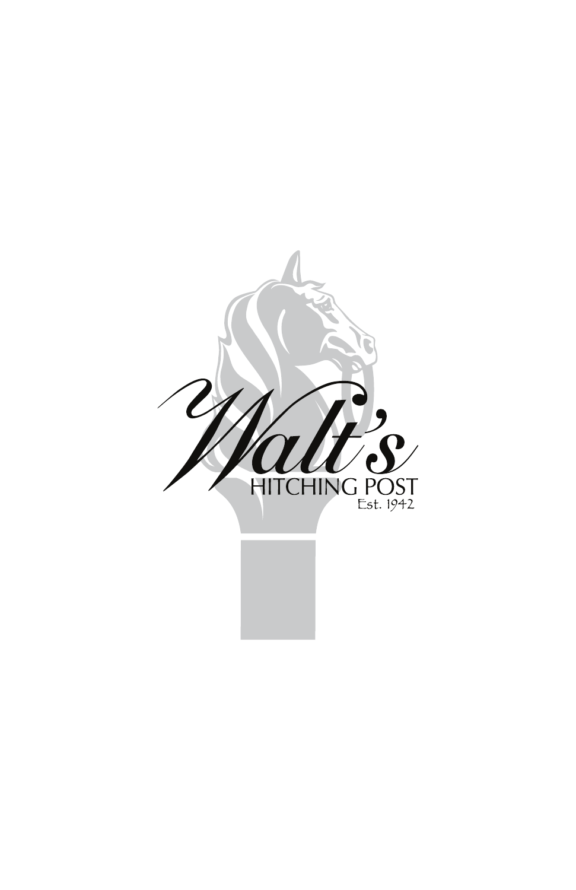Walt's

HITCHING POST

Est. 1942